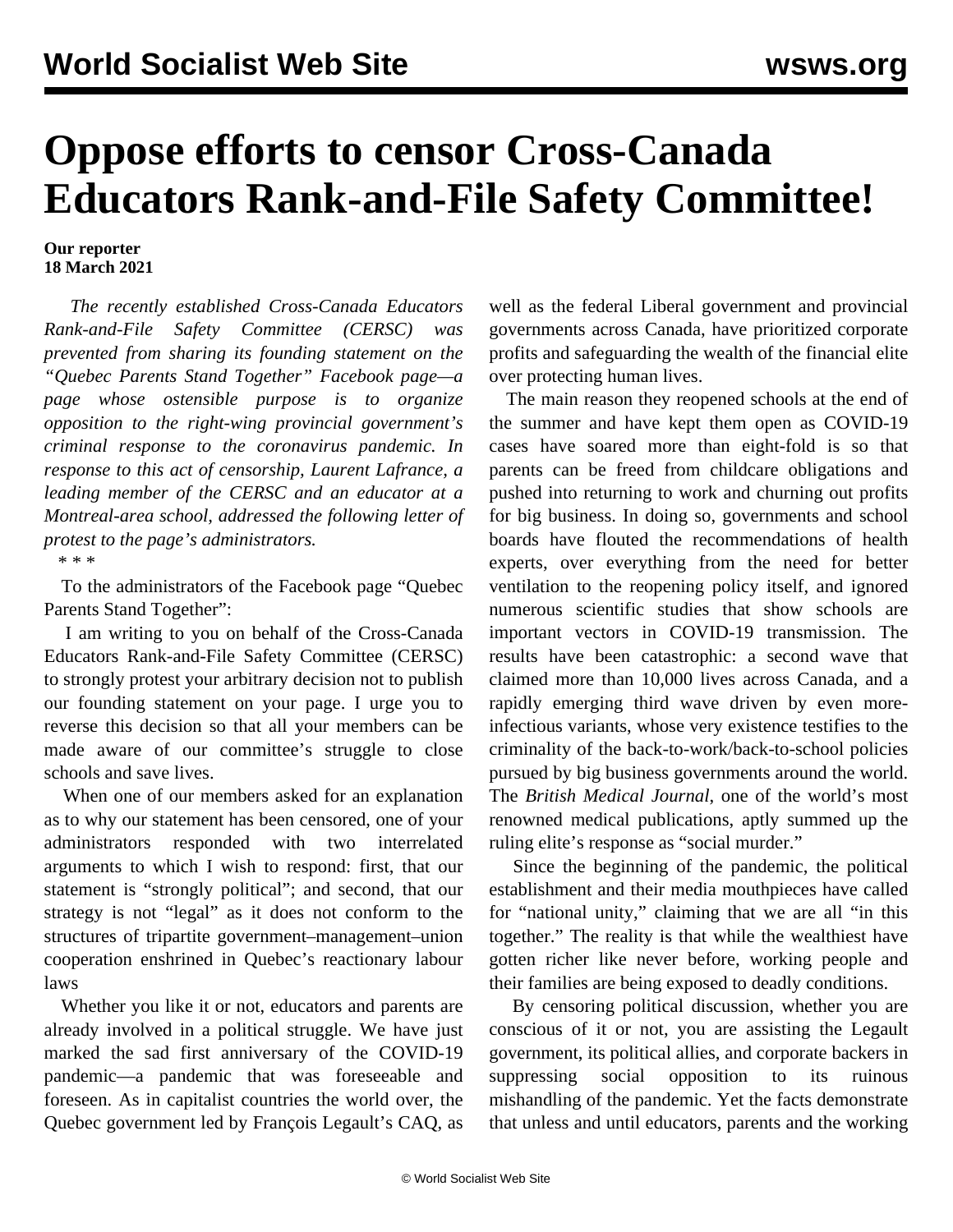# Oppose efforts to censor Cross-Canada Educators Rank-and-File Safety Committee!

**Our reporter**
**18 March 2021**

*The recently established Cross-Canada Educators Rank-and-File Safety Committee (CERSC) was prevented from sharing its founding statement on the "Quebec Parents Stand Together" Facebook page—a page whose ostensible purpose is to organize opposition to the right-wing provincial government's criminal response to the coronavirus pandemic. In response to this act of censorship, Laurent Lafrance, a leading member of the CERSC and an educator at a Montreal-area school, addressed the following letter of protest to the page's administrators.*

\* \* \*

To the administrators of the Facebook page "Quebec Parents Stand Together":

I am writing to you on behalf of the Cross-Canada Educators Rank-and-File Safety Committee (CERSC) to strongly protest your arbitrary decision not to publish our founding statement on your page. I urge you to reverse this decision so that all your members can be made aware of our committee's struggle to close schools and save lives.

When one of our members asked for an explanation as to why our statement has been censored, one of your administrators responded with two interrelated arguments to which I wish to respond: first, that our statement is "strongly political"; and second, that our strategy is not "legal" as it does not conform to the structures of tripartite government–management–union cooperation enshrined in Quebec's reactionary labour laws

Whether you like it or not, educators and parents are already involved in a political struggle. We have just marked the sad first anniversary of the COVID-19 pandemic—a pandemic that was foreseeable and foreseen. As in capitalist countries the world over, the Quebec government led by François Legault's CAQ, as well as the federal Liberal government and provincial governments across Canada, have prioritized corporate profits and safeguarding the wealth of the financial elite over protecting human lives.

The main reason they reopened schools at the end of the summer and have kept them open as COVID-19 cases have soared more than eight-fold is so that parents can be freed from childcare obligations and pushed into returning to work and churning out profits for big business. In doing so, governments and school boards have flouted the recommendations of health experts, over everything from the need for better ventilation to the reopening policy itself, and ignored numerous scientific studies that show schools are important vectors in COVID-19 transmission. The results have been catastrophic: a second wave that claimed more than 10,000 lives across Canada, and a rapidly emerging third wave driven by even more-infectious variants, whose very existence testifies to the criminality of the back-to-work/back-to-school policies pursued by big business governments around the world. The *British Medical Journal*, one of the world's most renowned medical publications, aptly summed up the ruling elite's response as "social murder."

Since the beginning of the pandemic, the political establishment and their media mouthpieces have called for "national unity," claiming that we are all "in this together." The reality is that while the wealthiest have gotten richer like never before, working people and their families are being exposed to deadly conditions.

By censoring political discussion, whether you are conscious of it or not, you are assisting the Legault government, its political allies, and corporate backers in suppressing social opposition to its ruinous mishandling of the pandemic. Yet the facts demonstrate that unless and until educators, parents and the working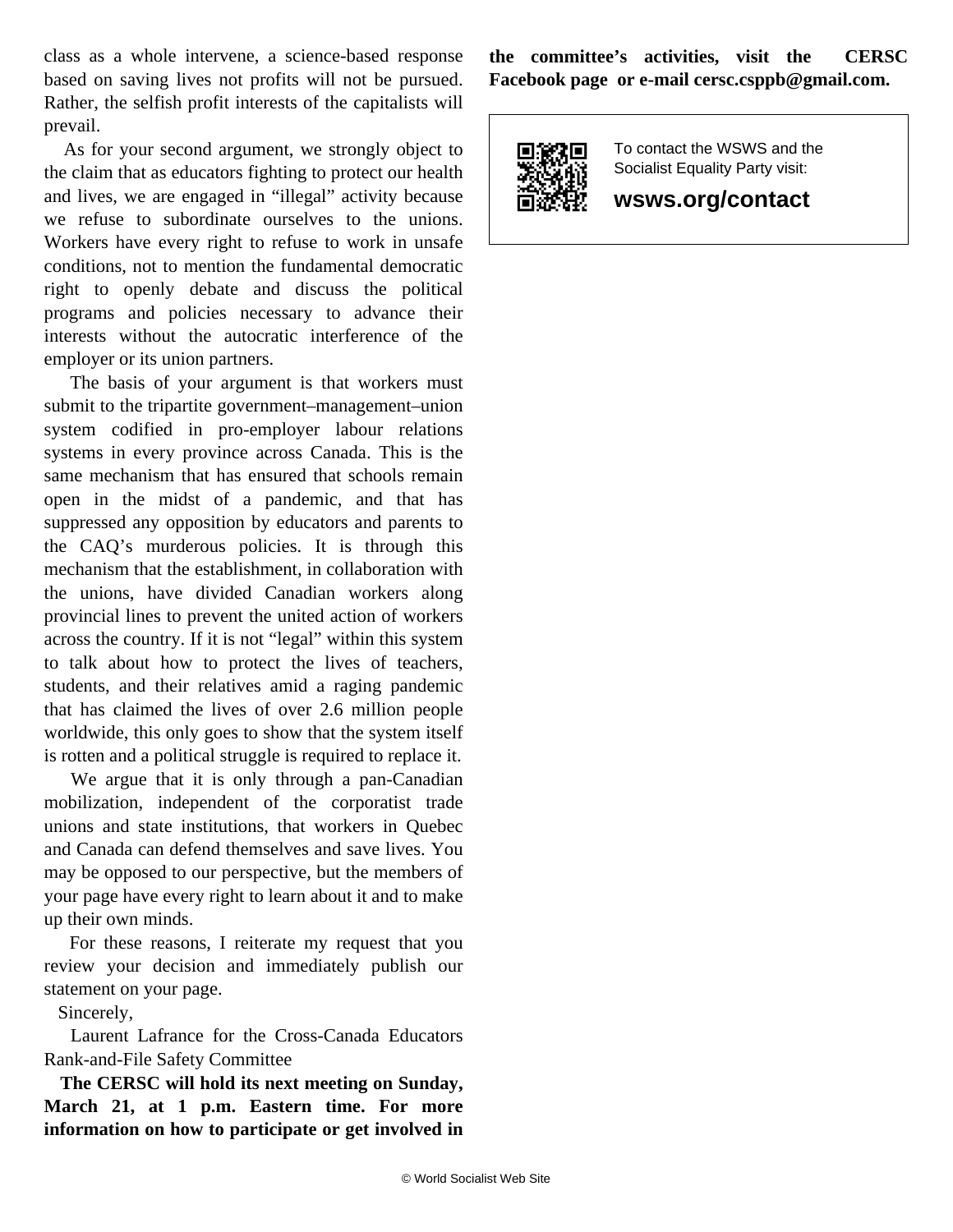class as a whole intervene, a science-based response based on saving lives not profits will not be pursued. Rather, the selfish profit interests of the capitalists will prevail.

As for your second argument, we strongly object to the claim that as educators fighting to protect our health and lives, we are engaged in "illegal" activity because we refuse to subordinate ourselves to the unions. Workers have every right to refuse to work in unsafe conditions, not to mention the fundamental democratic right to openly debate and discuss the political programs and policies necessary to advance their interests without the autocratic interference of the employer or its union partners.

The basis of your argument is that workers must submit to the tripartite government–management–union system codified in pro-employer labour relations systems in every province across Canada. This is the same mechanism that has ensured that schools remain open in the midst of a pandemic, and that has suppressed any opposition by educators and parents to the CAQ's murderous policies. It is through this mechanism that the establishment, in collaboration with the unions, have divided Canadian workers along provincial lines to prevent the united action of workers across the country. If it is not "legal" within this system to talk about how to protect the lives of teachers, students, and their relatives amid a raging pandemic that has claimed the lives of over 2.6 million people worldwide, this only goes to show that the system itself is rotten and a political struggle is required to replace it.

We argue that it is only through a pan-Canadian mobilization, independent of the corporatist trade unions and state institutions, that workers in Quebec and Canada can defend themselves and save lives. You may be opposed to our perspective, but the members of your page have every right to learn about it and to make up their own minds.

For these reasons, I reiterate my request that you review your decision and immediately publish our statement on your page.

Sincerely,

Laurent Lafrance for the Cross-Canada Educators Rank-and-File Safety Committee

**The CERSC will hold its next meeting on Sunday, March 21, at 1 p.m. Eastern time. For more information on how to participate or get involved in the committee's activities, visit the CERSC Facebook page or e-mail cersc.csppb@gmail.com.**

To contact the WSWS and the Socialist Equality Party visit:

**wsws.org/contact**